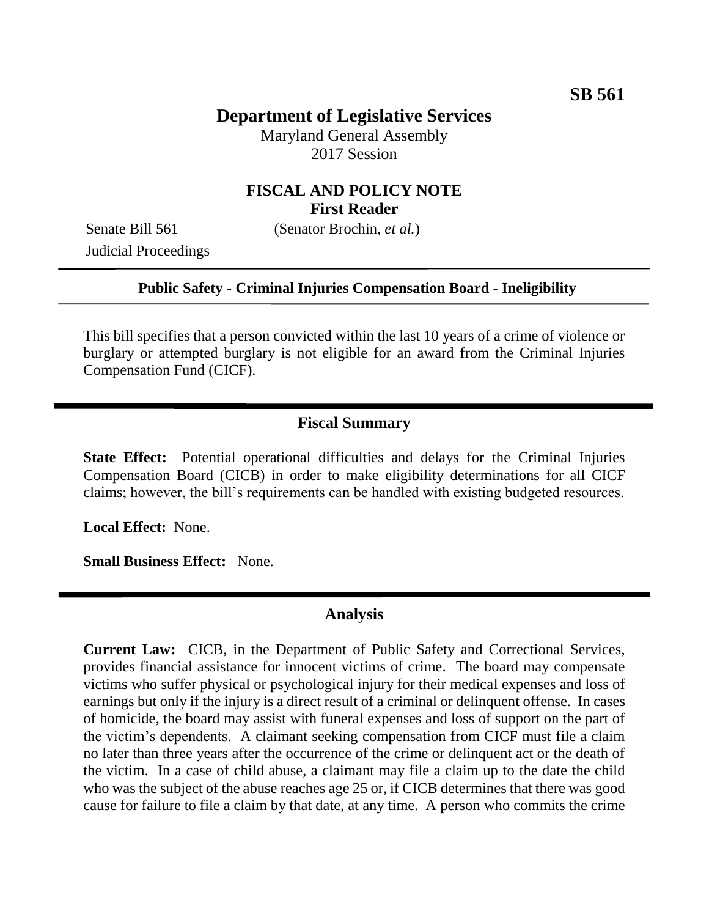**SB 561**

# Department of Legislative Services

Maryland General Assembly
2017 Session

## FISCAL AND POLICY NOTE
**First Reader**

Senate Bill 561 (Senator Brochin, *et al.*)
Judicial Proceedings

---

**Public Safety - Criminal Injuries Compensation Board - Ineligibility**

---

This bill specifies that a person convicted within the last 10 years of a crime of violence or burglary or attempted burglary is not eligible for an award from the Criminal Injuries Compensation Fund (CICF).

## Fiscal Summary

**State Effect:** Potential operational difficulties and delays for the Criminal Injuries Compensation Board (CICB) in order to make eligibility determinations for all CICF claims; however, the bill's requirements can be handled with existing budgeted resources.

**Local Effect:** None.

**Small Business Effect:** None.

## Analysis

**Current Law:** CICB, in the Department of Public Safety and Correctional Services, provides financial assistance for innocent victims of crime. The board may compensate victims who suffer physical or psychological injury for their medical expenses and loss of earnings but only if the injury is a direct result of a criminal or delinquent offense. In cases of homicide, the board may assist with funeral expenses and loss of support on the part of the victim's dependents. A claimant seeking compensation from CICF must file a claim no later than three years after the occurrence of the crime or delinquent act or the death of the victim. In a case of child abuse, a claimant may file a claim up to the date the child who was the subject of the abuse reaches age 25 or, if CICB determines that there was good cause for failure to file a claim by that date, at any time. A person who commits the crime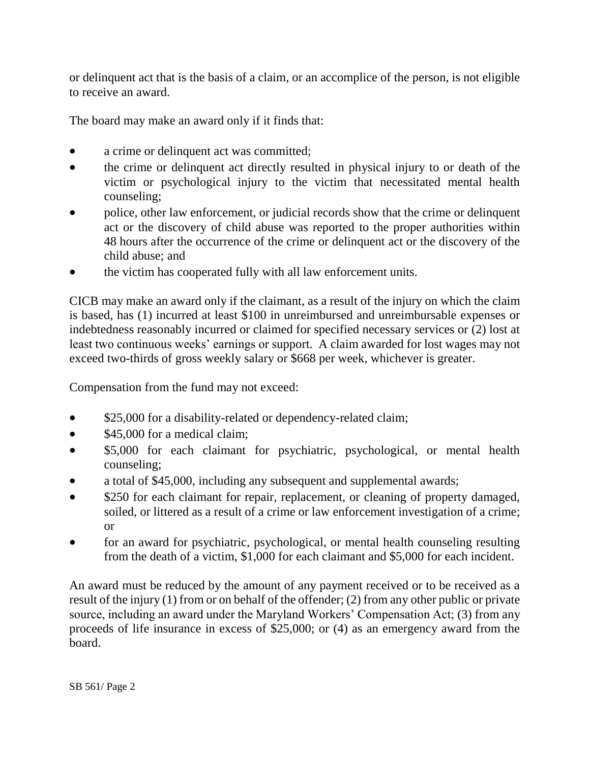or delinquent act that is the basis of a claim, or an accomplice of the person, is not eligible to receive an award.

The board may make an award only if it finds that:

- a crime or delinquent act was committed;
- the crime or delinquent act directly resulted in physical injury to or death of the victim or psychological injury to the victim that necessitated mental health counseling;
- police, other law enforcement, or judicial records show that the crime or delinquent act or the discovery of child abuse was reported to the proper authorities within 48 hours after the occurrence of the crime or delinquent act or the discovery of the child abuse; and
- the victim has cooperated fully with all law enforcement units.

CICB may make an award only if the claimant, as a result of the injury on which the claim is based, has (1) incurred at least $100 in unreimbursed and unreimbursable expenses or indebtedness reasonably incurred or claimed for specified necessary services or (2) lost at least two continuous weeks' earnings or support. A claim awarded for lost wages may not exceed two-thirds of gross weekly salary or $668 per week, whichever is greater.

Compensation from the fund may not exceed:

- $25,000 for a disability-related or dependency-related claim;
- $45,000 for a medical claim;
- $5,000 for each claimant for psychiatric, psychological, or mental health counseling;
- a total of $45,000, including any subsequent and supplemental awards;
- $250 for each claimant for repair, replacement, or cleaning of property damaged, soiled, or littered as a result of a crime or law enforcement investigation of a crime; or
- for an award for psychiatric, psychological, or mental health counseling resulting from the death of a victim, $1,000 for each claimant and $5,000 for each incident.

An award must be reduced by the amount of any payment received or to be received as a result of the injury (1) from or on behalf of the offender; (2) from any other public or private source, including an award under the Maryland Workers' Compensation Act; (3) from any proceeds of life insurance in excess of $25,000; or (4) as an emergency award from the board.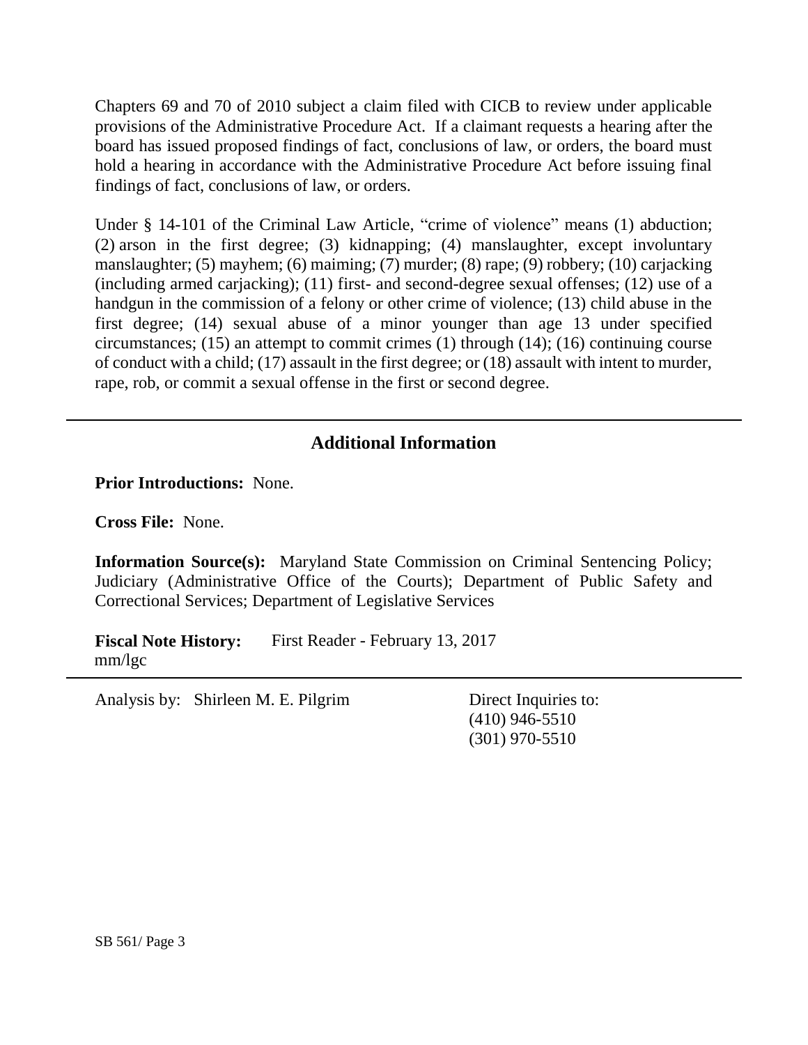Chapters 69 and 70 of 2010 subject a claim filed with CICB to review under applicable provisions of the Administrative Procedure Act. If a claimant requests a hearing after the board has issued proposed findings of fact, conclusions of law, or orders, the board must hold a hearing in accordance with the Administrative Procedure Act before issuing final findings of fact, conclusions of law, or orders.

Under § 14-101 of the Criminal Law Article, "crime of violence" means (1) abduction; (2) arson in the first degree; (3) kidnapping; (4) manslaughter, except involuntary manslaughter; (5) mayhem; (6) maiming; (7) murder; (8) rape; (9) robbery; (10) carjacking (including armed carjacking); (11) first- and second-degree sexual offenses; (12) use of a handgun in the commission of a felony or other crime of violence; (13) child abuse in the first degree; (14) sexual abuse of a minor younger than age 13 under specified circumstances; (15) an attempt to commit crimes (1) through (14); (16) continuing course of conduct with a child; (17) assault in the first degree; or (18) assault with intent to murder, rape, rob, or commit a sexual offense in the first or second degree.

## Additional Information

**Prior Introductions:** None.

**Cross File:** None.

**Information Source(s):** Maryland State Commission on Criminal Sentencing Policy; Judiciary (Administrative Office of the Courts); Department of Public Safety and Correctional Services; Department of Legislative Services

**Fiscal Note History:** First Reader - February 13, 2017
mm/lgc

Analysis by: Shirleen M. E. Pilgrim

Direct Inquiries to:
(410) 946-5510
(301) 970-5510